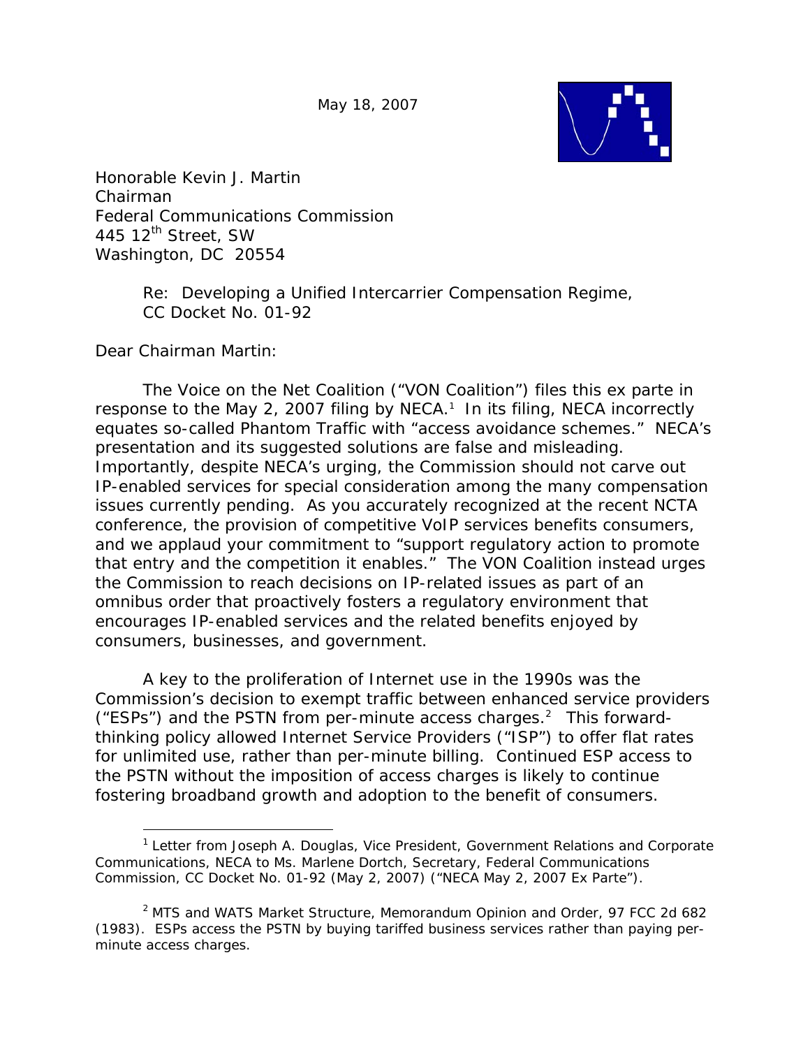May 18, 2007

Honorable Kevin J. Martin
Chairman
Federal Communications Commission
445 12th Street, SW
Washington, DC 20554

Re: Developing a Unified Intercarrier Compensation Regime,
CC Docket No. 01-92

Dear Chairman Martin:

The Voice on the Net Coalition ("VON Coalition") files this ex parte in response to the May 2, 2007 filing by NECA.[1] In its filing, NECA incorrectly equates so-called Phantom Traffic with "access avoidance schemes." NECA's presentation and its suggested solutions are false and misleading. Importantly, despite NECA's urging, the Commission should not carve out IP-enabled services for special consideration among the many compensation issues currently pending. As you accurately recognized at the recent NCTA conference, the provision of competitive VoIP services benefits consumers, and we applaud your commitment to "support regulatory action to promote that entry and the competition it enables." The VON Coalition instead urges the Commission to reach decisions on IP-related issues as part of an omnibus order that proactively fosters a regulatory environment that encourages IP-enabled services and the related benefits enjoyed by consumers, businesses, and government.

A key to the proliferation of Internet use in the 1990s was the Commission's decision to exempt traffic between enhanced service providers ("ESPs") and the PSTN from per-minute access charges.[2] This forward-thinking policy allowed Internet Service Providers ("ISP") to offer flat rates for unlimited use, rather than per-minute billing. Continued ESP access to the PSTN without the imposition of access charges is likely to continue fostering broadband growth and adoption to the benefit of consumers.

---

[1] Letter from Joseph A. Douglas, Vice President, Government Relations and Corporate Communications, NECA to Ms. Marlene Dortch, Secretary, Federal Communications Commission, CC Docket No. 01-92 (May 2, 2007) ("NECA May 2, 2007 Ex Parte").

[2] MTS and WATS Market Structure, Memorandum Opinion and Order, 97 FCC 2d 682 (1983). ESPs access the PSTN by buying tariffed business services rather than paying per-minute access charges.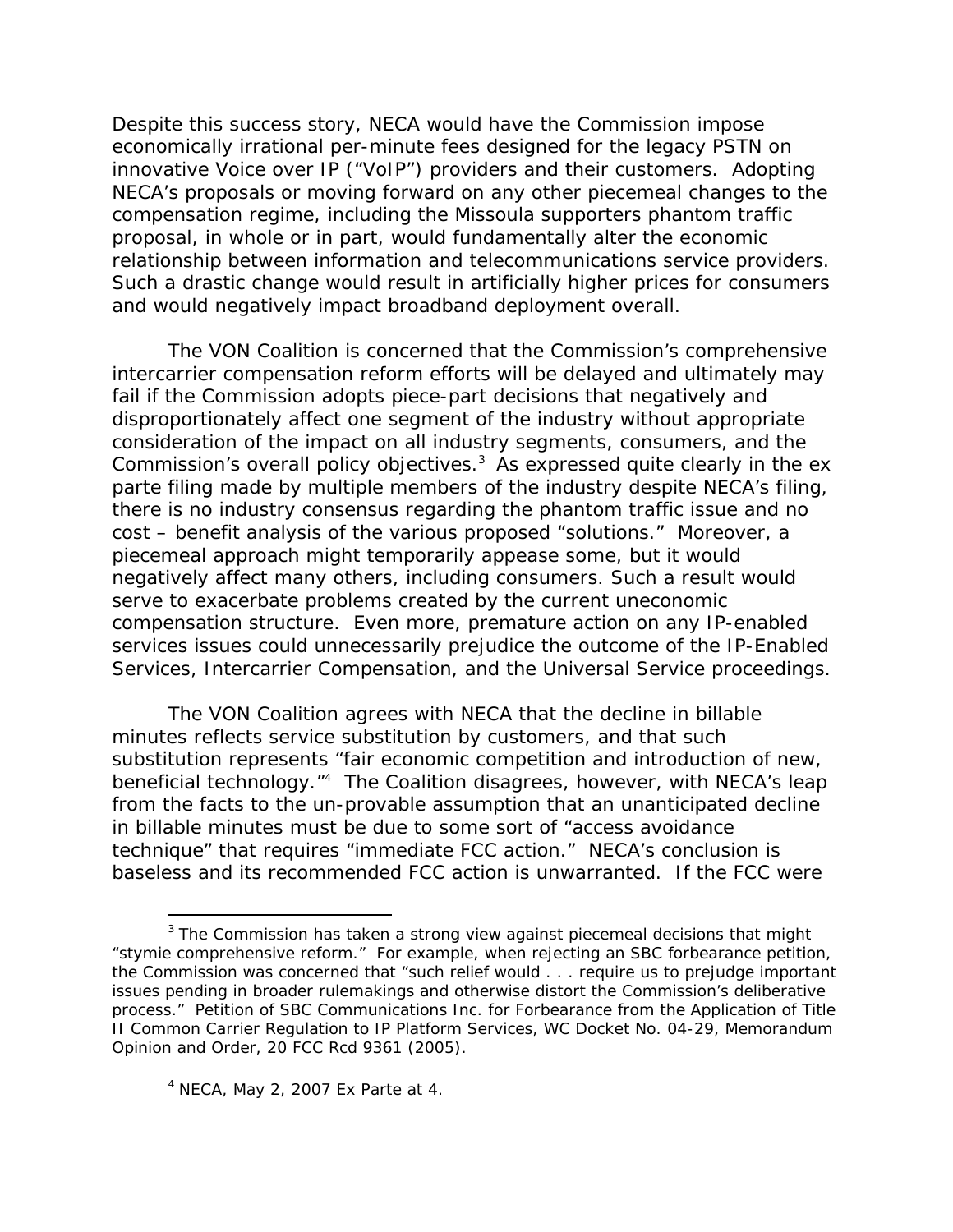Despite this success story, NECA would have the Commission impose economically irrational per-minute fees designed for the legacy PSTN on innovative Voice over IP ("VoIP") providers and their customers. Adopting NECA's proposals or moving forward on any other piecemeal changes to the compensation regime, including the Missoula supporters phantom traffic proposal, in whole or in part, would fundamentally alter the economic relationship between information and telecommunications service providers. Such a drastic change would result in artificially higher prices for consumers and would negatively impact broadband deployment overall.

The VON Coalition is concerned that the Commission's comprehensive intercarrier compensation reform efforts will be delayed and ultimately may fail if the Commission adopts piece-part decisions that negatively and disproportionately affect one segment of the industry without appropriate consideration of the impact on all industry segments, consumers, and the Commission's overall policy objectives.[3] As expressed quite clearly in the ex parte filing made by multiple members of the industry despite NECA's filing, there is no industry consensus regarding the phantom traffic issue and no cost – benefit analysis of the various proposed "solutions." Moreover, a piecemeal approach might temporarily appease some, but it would negatively affect many others, including consumers. Such a result would serve to exacerbate problems created by the current uneconomic compensation structure. Even more, premature action on any IP-enabled services issues could unnecessarily prejudice the outcome of the IP-Enabled Services, Intercarrier Compensation, and the Universal Service proceedings.

The VON Coalition agrees with NECA that the decline in billable minutes reflects service substitution by customers, and that such substitution represents "fair economic competition and introduction of new, beneficial technology."[4] The Coalition disagrees, however, with NECA's leap from the facts to the un-provable assumption that an unanticipated decline in billable minutes must be due to some sort of "access avoidance technique" that requires "immediate FCC action." NECA's conclusion is baseless and its recommended FCC action is unwarranted. If the FCC were

---

[3] The Commission has taken a strong view against piecemeal decisions that might "stymie comprehensive reform." For example, when rejecting an SBC forbearance petition, the Commission was concerned that "such relief would . . . require us to prejudge important issues pending in broader rulemakings and otherwise distort the Commission's deliberative process." Petition of SBC Communications Inc. for Forbearance from the Application of Title II Common Carrier Regulation to IP Platform Services, WC Docket No. 04-29, Memorandum Opinion and Order, 20 FCC Rcd 9361 (2005).

[4] NECA, May 2, 2007 Ex Parte at 4.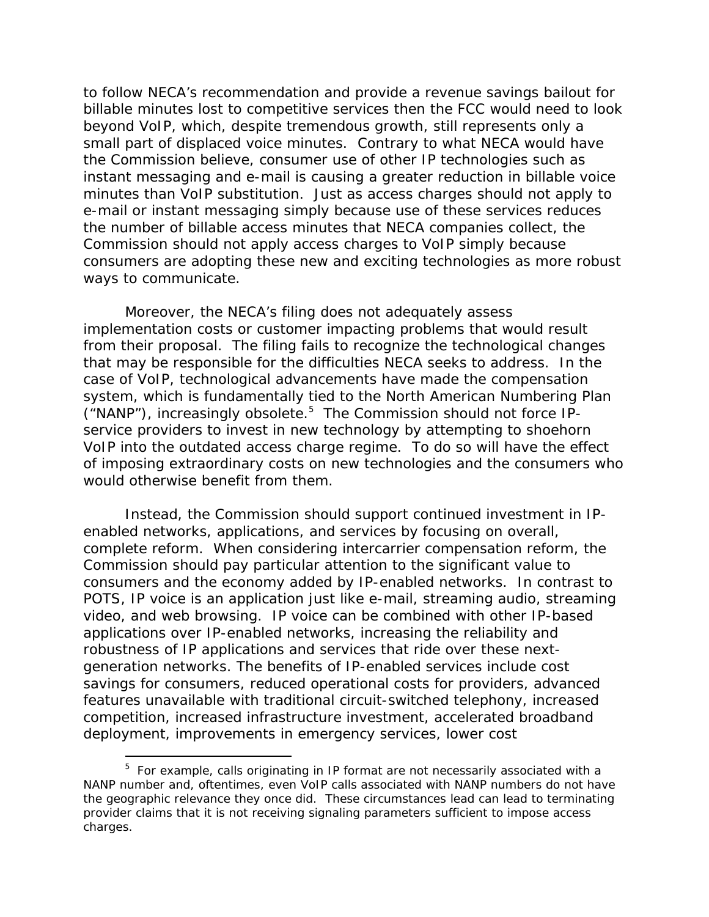to follow NECA's recommendation and provide a revenue savings bailout for billable minutes lost to competitive services then the FCC would need to look beyond VoIP, which, despite tremendous growth, still represents only a small part of displaced voice minutes. Contrary to what NECA would have the Commission believe, consumer use of other IP technologies such as instant messaging and e-mail is causing a greater reduction in billable voice minutes than VoIP substitution. Just as access charges should not apply to e-mail or instant messaging simply because use of these services reduces the number of billable access minutes that NECA companies collect, the Commission should not apply access charges to VoIP simply because consumers are adopting these new and exciting technologies as more robust ways to communicate.

Moreover, the NECA's filing does not adequately assess implementation costs or customer impacting problems that would result from their proposal. The filing fails to recognize the technological changes that may be responsible for the difficulties NECA seeks to address. In the case of VoIP, technological advancements have made the compensation system, which is fundamentally tied to the North American Numbering Plan ("NANP"), increasingly obsolete.[5] The Commission should not force IP-service providers to invest in new technology by attempting to shoehorn VoIP into the outdated access charge regime. To do so will have the effect of imposing extraordinary costs on new technologies and the consumers who would otherwise benefit from them.

Instead, the Commission should support continued investment in IP-enabled networks, applications, and services by focusing on overall, complete reform. When considering intercarrier compensation reform, the Commission should pay particular attention to the significant value to consumers and the economy added by IP-enabled networks. In contrast to POTS, IP voice is an application just like e-mail, streaming audio, streaming video, and web browsing. IP voice can be combined with other IP-based applications over IP-enabled networks, increasing the reliability and robustness of IP applications and services that ride over these next-generation networks. The benefits of IP-enabled services include cost savings for consumers, reduced operational costs for providers, advanced features unavailable with traditional circuit-switched telephony, increased competition, increased infrastructure investment, accelerated broadband deployment, improvements in emergency services, lower cost

---

[5] For example, calls originating in IP format are not necessarily associated with a NANP number and, oftentimes, even VoIP calls associated with NANP numbers do not have the geographic relevance they once did. These circumstances lead can lead to terminating provider claims that it is not receiving signaling parameters sufficient to impose access charges.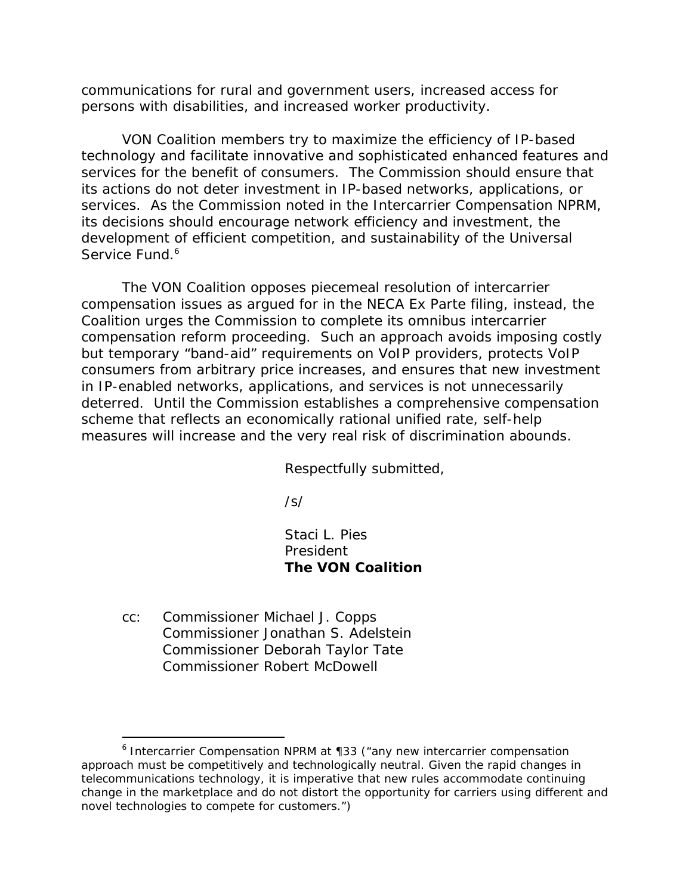communications for rural and government users, increased access for persons with disabilities, and increased worker productivity.

VON Coalition members try to maximize the efficiency of IP-based technology and facilitate innovative and sophisticated enhanced features and services for the benefit of consumers. The Commission should ensure that its actions do not deter investment in IP-based networks, applications, or services. As the Commission noted in the Intercarrier Compensation NPRM, its decisions should encourage network efficiency and investment, the development of efficient competition, and sustainability of the Universal Service Fund.[6]

The VON Coalition opposes piecemeal resolution of intercarrier compensation issues as argued for in the NECA Ex Parte filing, instead, the Coalition urges the Commission to complete its omnibus intercarrier compensation reform proceeding. Such an approach avoids imposing costly but temporary "band-aid" requirements on VoIP providers, protects VoIP consumers from arbitrary price increases, and ensures that new investment in IP-enabled networks, applications, and services is not unnecessarily deterred. Until the Commission establishes a comprehensive compensation scheme that reflects an economically rational unified rate, self-help measures will increase and the very real risk of discrimination abounds.

Respectfully submitted,

/s/

Staci L. Pies
President
**The VON Coalition**

cc: Commissioner Michael J. Copps
Commissioner Jonathan S. Adelstein
Commissioner Deborah Taylor Tate
Commissioner Robert McDowell

---

[6] Intercarrier Compensation NPRM at ¶33 ("any new intercarrier compensation approach must be competitively and technologically neutral. Given the rapid changes in telecommunications technology, it is imperative that new rules accommodate continuing change in the marketplace and do not distort the opportunity for carriers using different and novel technologies to compete for customers.")